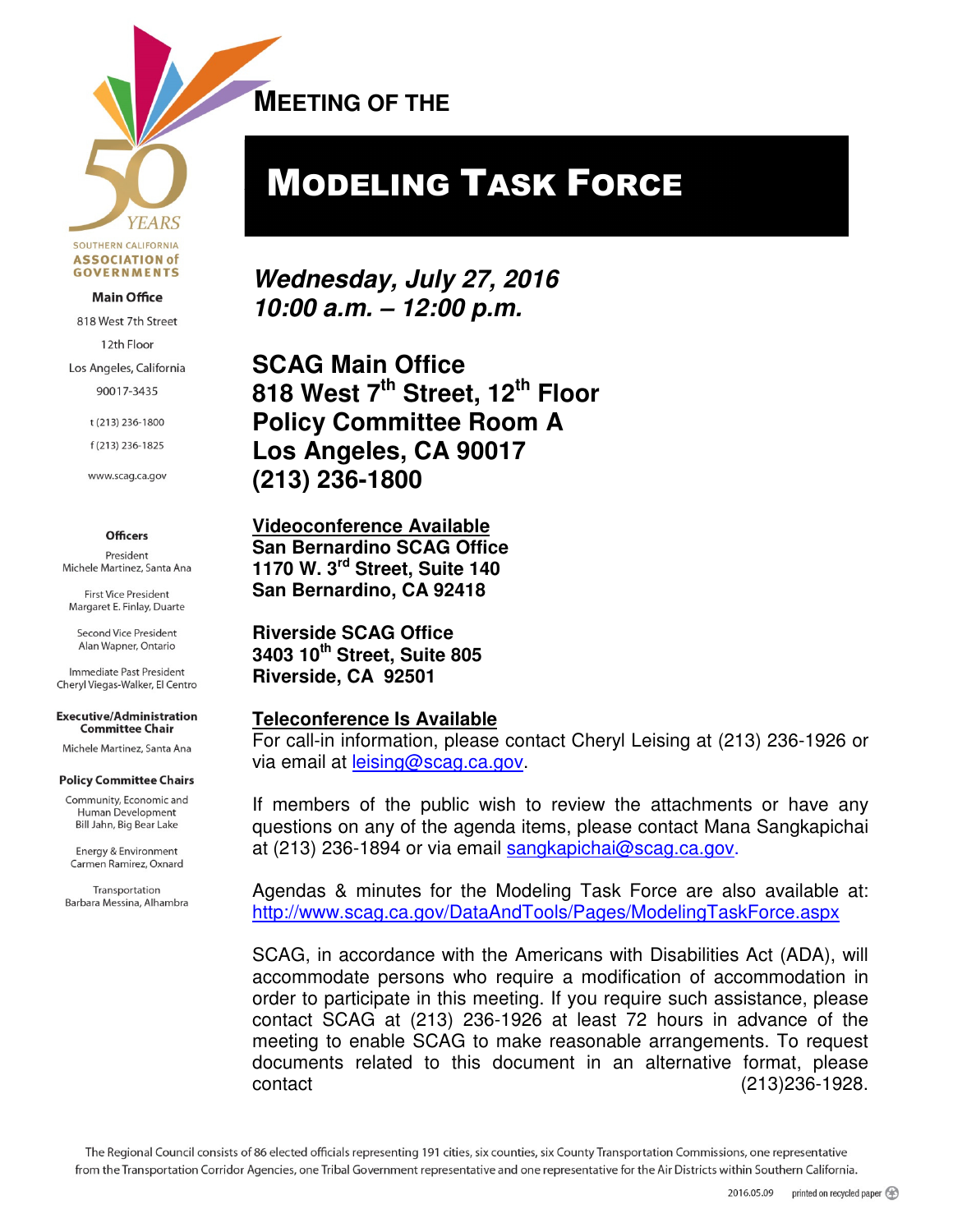SOUTHERN CALIFORNIA ASSOCIATION of GOVERNMENTS

**Main Office**

818 West 7th Street

12th Floor

Los Angeles, California

90017-3435

t (213) 236-1800

f (213) 236-1825

www.scag.ca.gov

**Officers**

President
Michele Martinez, Santa Ana

First Vice President
Margaret E. Finlay, Duarte

Second Vice President
Alan Wapner, Ontario

Immediate Past President
Cheryl Viegas-Walker, El Centro

**Executive/Administration Committee Chair**

Michele Martinez, Santa Ana

**Policy Committee Chairs**

Community, Economic and Human Development
Bill Jahn, Big Bear Lake

Energy & Environment
Carmen Ramirez, Oxnard

Transportation
Barbara Messina, Alhambra

## MEETING OF THE

# MODELING TASK FORCE

***Wednesday, July 27, 2016***
***10:00 a.m. – 12:00 p.m.***

**SCAG Main Office**
**818 West 7th Street, 12th Floor**
**Policy Committee Room A**
**Los Angeles, CA 90017**
**(213) 236-1800**

**Videoconference Available**
**San Bernardino SCAG Office**
**1170 W. 3rd Street, Suite 140**
**San Bernardino, CA 92418**

**Riverside SCAG Office**
**3403 10th Street, Suite 805**
**Riverside, CA 92501**

**Teleconference Is Available**
For call-in information, please contact Cheryl Leising at (213) 236-1926 or via email at leising@scag.ca.gov.

If members of the public wish to review the attachments or have any questions on any of the agenda items, please contact Mana Sangkapichai at (213) 236-1894 or via email sangkapichai@scag.ca.gov.

Agendas & minutes for the Modeling Task Force are also available at: http://www.scag.ca.gov/DataAndTools/Pages/ModelingTaskForce.aspx

SCAG, in accordance with the Americans with Disabilities Act (ADA), will accommodate persons who require a modification of accommodation in order to participate in this meeting. If you require such assistance, please contact SCAG at (213) 236-1926 at least 72 hours in advance of the meeting to enable SCAG to make reasonable arrangements. To request documents related to this document in an alternative format, please contact (213)236-1928.

The Regional Council consists of 86 elected officials representing 191 cities, six counties, six County Transportation Commissions, one representative from the Transportation Corridor Agencies, one Tribal Government representative and one representative for the Air Districts within Southern California.

2016.05.09 printed on recycled paper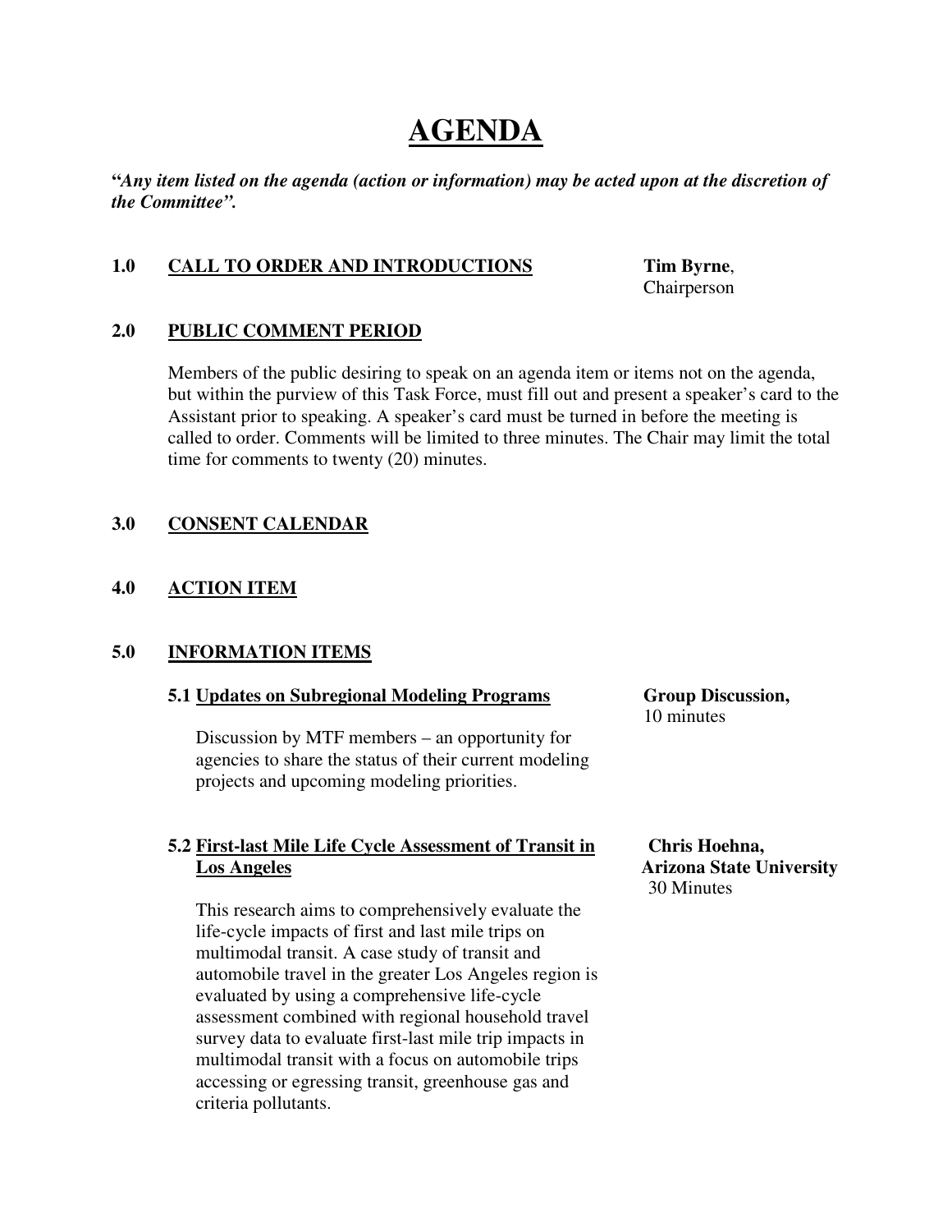# AGENDA

***"Any item listed on the agenda (action or information) may be acted upon at the discretion of the Committee".***

## 1.0 CALL TO ORDER AND INTRODUCTIONS

**Tim Byrne**, Chairperson

## 2.0 PUBLIC COMMENT PERIOD

Members of the public desiring to speak on an agenda item or items not on the agenda, but within the purview of this Task Force, must fill out and present a speaker's card to the Assistant prior to speaking. A speaker's card must be turned in before the meeting is called to order. Comments will be limited to three minutes. The Chair may limit the total time for comments to twenty (20) minutes.

## 3.0 CONSENT CALENDAR

## 4.0 ACTION ITEM

## 5.0 INFORMATION ITEMS

### 5.1 Updates on Subregional Modeling Programs

**Group Discussion,** 10 minutes

Discussion by MTF members – an opportunity for agencies to share the status of their current modeling projects and upcoming modeling priorities.

### 5.2 First-last Mile Life Cycle Assessment of Transit in Los Angeles

**Chris Hoehna, Arizona State University** 30 Minutes

This research aims to comprehensively evaluate the life-cycle impacts of first and last mile trips on multimodal transit. A case study of transit and automobile travel in the greater Los Angeles region is evaluated by using a comprehensive life-cycle assessment combined with regional household travel survey data to evaluate first-last mile trip impacts in multimodal transit with a focus on automobile trips accessing or egressing transit, greenhouse gas and criteria pollutants.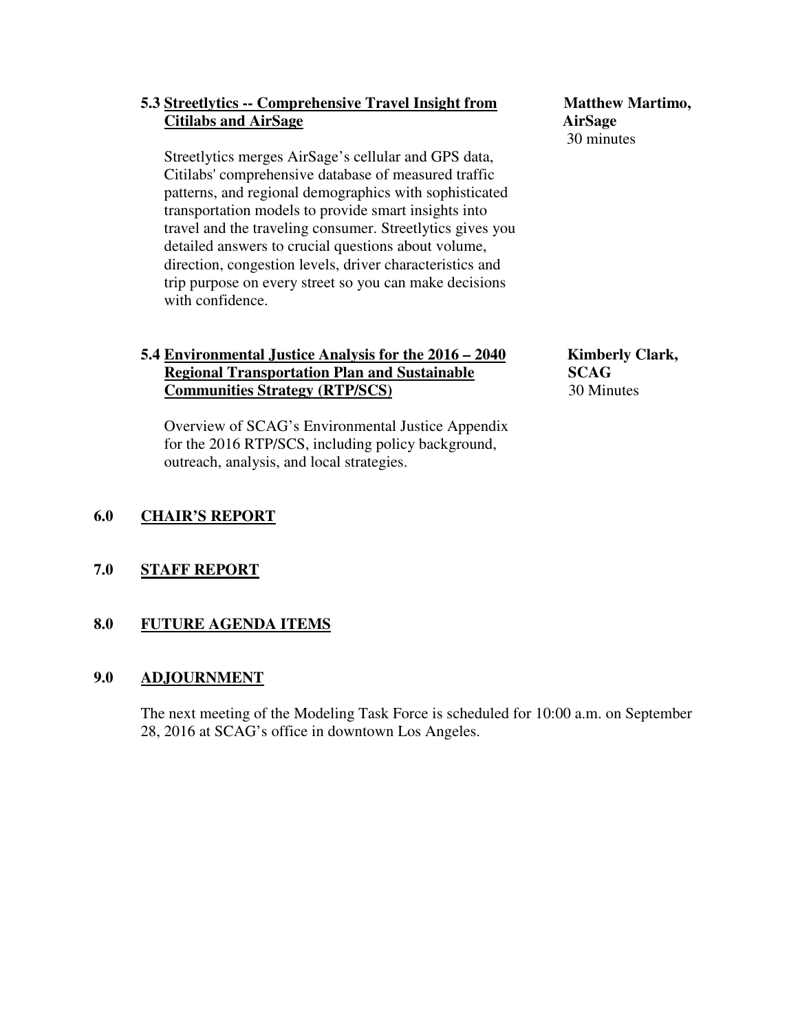**5.3 <u>Streetlytics -- Comprehensive Travel Insight from Citilabs and AirSage</u>**

**Matthew Martimo, AirSage**
30 minutes

Streetlytics merges AirSage's cellular and GPS data, Citilabs' comprehensive database of measured traffic patterns, and regional demographics with sophisticated transportation models to provide smart insights into travel and the traveling consumer. Streetlytics gives you detailed answers to crucial questions about volume, direction, congestion levels, driver characteristics and trip purpose on every street so you can make decisions with confidence.

**5.4 <u>Environmental Justice Analysis for the 2016 – 2040 Regional Transportation Plan and Sustainable Communities Strategy (RTP/SCS)</u>**

**Kimberly Clark, SCAG**
30 Minutes

Overview of SCAG's Environmental Justice Appendix for the 2016 RTP/SCS, including policy background, outreach, analysis, and local strategies.

## 6.0 CHAIR'S REPORT

## 7.0 STAFF REPORT

## 8.0 FUTURE AGENDA ITEMS

## 9.0 ADJOURNMENT

The next meeting of the Modeling Task Force is scheduled for 10:00 a.m. on September 28, 2016 at SCAG's office in downtown Los Angeles.